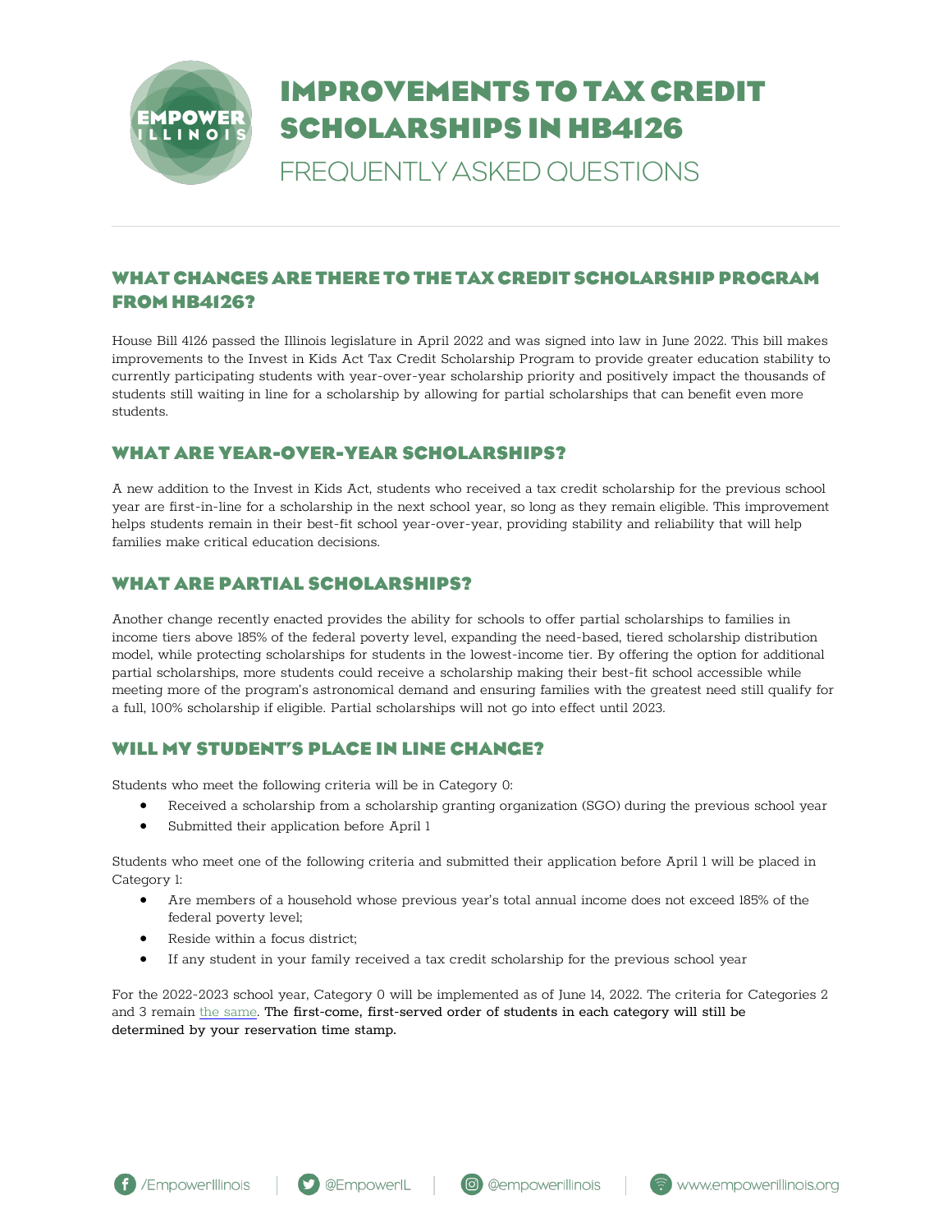# IMPROVEMENTS TO TAX CREDIT SCHOLARSHIPS IN HB4126

FREQUENTLY ASKED QUESTIONS

## WHAT CHANGES ARE THERE TO THE TAX CREDIT SCHOLARSHIP PROGRAM FROM HB4126?

House Bill 4126 passed the Illinois legislature in April 2022 and was signed into law in June 2022. This bill makes improvements to the Invest in Kids Act Tax Credit Scholarship Program to provide greater education stability to currently participating students with year-over-year scholarship priority and positively impact the thousands of students still waiting in line for a scholarship by allowing for partial scholarships that can benefit even more students.

## WHAT ARE YEAR-OVER-YEAR SCHOLARSHIPS?

A new addition to the Invest in Kids Act, students who received a tax credit scholarship for the previous school year are first-in-line for a scholarship in the next school year, so long as they remain eligible. This improvement helps students remain in their best-fit school year-over-year, providing stability and reliability that will help families make critical education decisions.

## WHAT ARE PARTIAL SCHOLARSHIPS?

Another change recently enacted provides the ability for schools to offer partial scholarships to families in income tiers above 185% of the federal poverty level, expanding the need-based, tiered scholarship distribution model, while protecting scholarships for students in the lowest-income tier. By offering the option for additional partial scholarships, more students could receive a scholarship making their best-fit school accessible while meeting more of the program's astronomical demand and ensuring families with the greatest need still qualify for a full, 100% scholarship if eligible. Partial scholarships will not go into effect until 2023.

## WILL MY STUDENT'S PLACE IN LINE CHANGE?

Students who meet the following criteria will be in Category 0:

- Received a scholarship from a scholarship granting organization (SGO) during the previous school year
- Submitted their application before April 1

Students who meet one of the following criteria and submitted their application before April 1 will be placed in Category 1:

- Are members of a household whose previous year's total annual income does not exceed 185% of the federal poverty level;
- Reside within a focus district;
- If any student in your family received a tax credit scholarship for the previous school year

For the 2022-2023 school year, Category 0 will be implemented as of June 14, 2022. The criteria for Categories 2 and 3 remain the same. **The first-come, first-served order of students in each category will still be determined by your reservation time stamp.**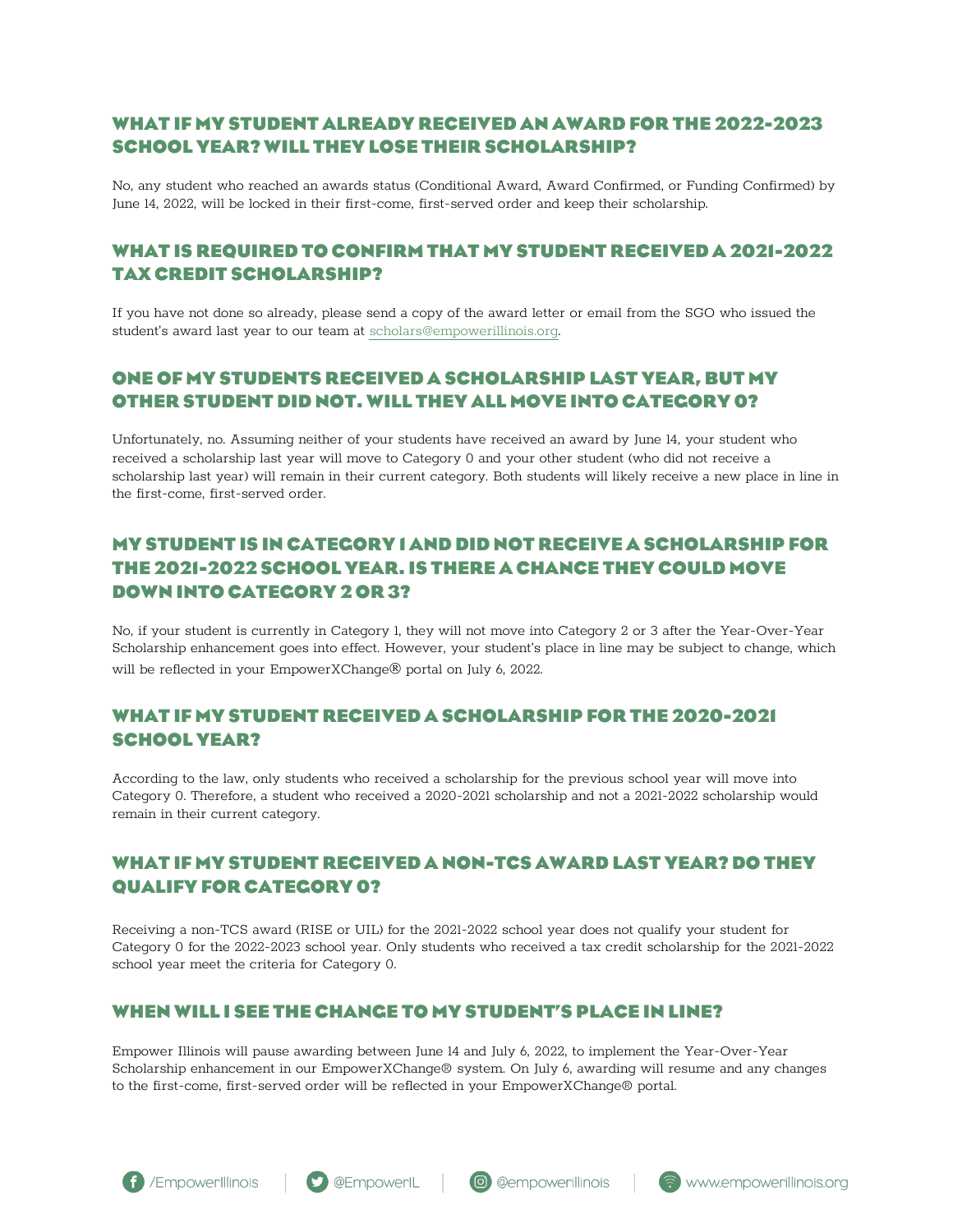## WHAT IF MY STUDENT ALREADY RECEIVED AN AWARD FOR THE 2022-2023 SCHOOL YEAR? WILL THEY LOSE THEIR SCHOLARSHIP?

No, any student who reached an awards status (Conditional Award, Award Confirmed, or Funding Confirmed) by June 14, 2022, will be locked in their first-come, first-served order and keep their scholarship.

## WHAT IS REQUIRED TO CONFIRM THAT MY STUDENT RECEIVED A 2021-2022 TAX CREDIT SCHOLARSHIP?

If you have not done so already, please send a copy of the award letter or email from the SGO who issued the student's award last year to our team at scholars@empowerillinois.org.

## ONE OF MY STUDENTS RECEIVED A SCHOLARSHIP LAST YEAR, BUT MY OTHER STUDENT DID NOT. WILL THEY ALL MOVE INTO CATEGORY 0?

Unfortunately, no. Assuming neither of your students have received an award by June 14, your student who received a scholarship last year will move to Category 0 and your other student (who did not receive a scholarship last year) will remain in their current category. Both students will likely receive a new place in line in the first-come, first-served order.

## MY STUDENT IS IN CATEGORY 1 AND DID NOT RECEIVE A SCHOLARSHIP FOR THE 2021-2022 SCHOOL YEAR. IS THERE A CHANCE THEY COULD MOVE DOWN INTO CATEGORY 2 OR 3?

No, if your student is currently in Category 1, they will not move into Category 2 or 3 after the Year-Over-Year Scholarship enhancement goes into effect. However, your student's place in line may be subject to change, which will be reflected in your EmpowerXChange® portal on July 6, 2022.

## WHAT IF MY STUDENT RECEIVED A SCHOLARSHIP FOR THE 2020-2021 SCHOOL YEAR?

According to the law, only students who received a scholarship for the previous school year will move into Category 0. Therefore, a student who received a 2020-2021 scholarship and not a 2021-2022 scholarship would remain in their current category.

## WHAT IF MY STUDENT RECEIVED A NON-TCS AWARD LAST YEAR? DO THEY QUALIFY FOR CATEGORY 0?

Receiving a non-TCS award (RISE or UIL) for the 2021-2022 school year does not qualify your student for Category 0 for the 2022-2023 school year. Only students who received a tax credit scholarship for the 2021-2022 school year meet the criteria for Category 0.

## WHEN WILL I SEE THE CHANGE TO MY STUDENT'S PLACE IN LINE?

Empower Illinois will pause awarding between June 14 and July 6, 2022, to implement the Year-Over-Year Scholarship enhancement in our EmpowerXChange® system. On July 6, awarding will resume and any changes to the first-come, first-served order will be reflected in your EmpowerXChange® portal.

/EmpowerIllinois | @EmpowerIL | @empowerillinois | www.empowerillinois.org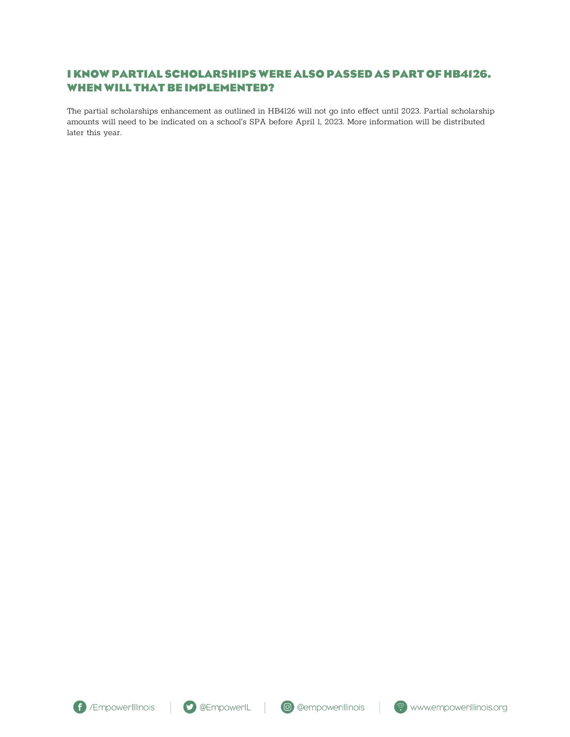## I KNOW PARTIAL SCHOLARSHIPS WERE ALSO PASSED AS PART OF HB4126. WHEN WILL THAT BE IMPLEMENTED?

The partial scholarships enhancement as outlined in HB4126 will not go into effect until 2023. Partial scholarship amounts will need to be indicated on a school's SPA before April 1, 2023. More information will be distributed later this year.